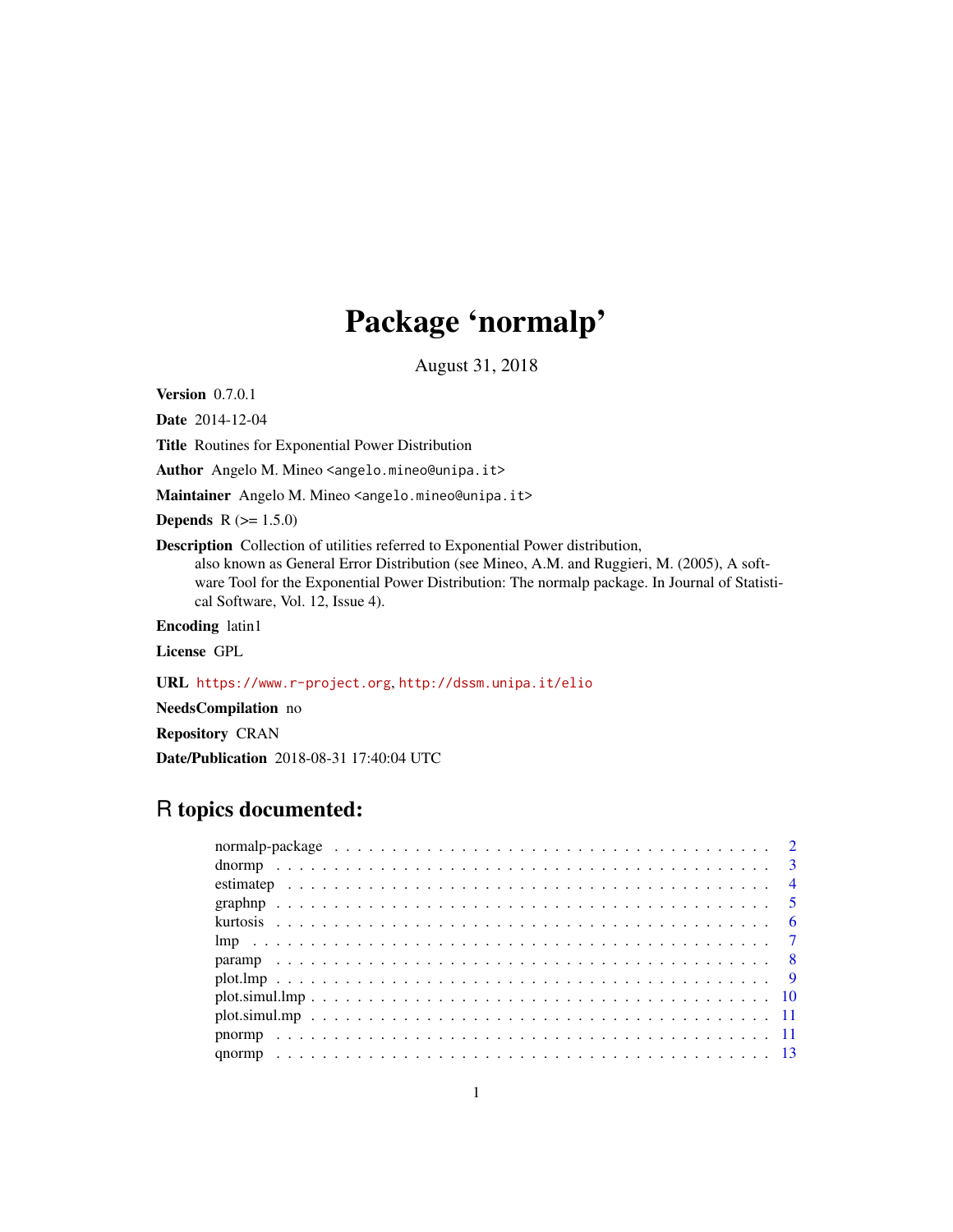# Package 'normalp'

August 31, 2018

**Version** 0.7.0.1

**Date** 2014-12-04

**Title** Routines for Exponential Power Distribution

**Author** Angelo M. Mineo <angelo.mineo@unipa.it>

**Maintainer** Angelo M. Mineo <angelo.mineo@unipa.it>

**Depends** R (>= 1.5.0)

**Description** Collection of utilities referred to Exponential Power distribution, also known as General Error Distribution (see Mineo, A.M. and Ruggieri, M. (2005), A software Tool for the Exponential Power Distribution: The normalp package. In Journal of Statistical Software, Vol. 12, Issue 4).

**Encoding** latin1

**License** GPL

**URL** https://www.r-project.org, http://dssm.unipa.it/elio

**NeedsCompilation** no

**Repository** CRAN

**Date/Publication** 2018-08-31 17:40:04 UTC

## R topics documented:

- normalp-package . . . . . . . . . . . . . . . . . . . . . . . . . . . . . . . . . . . . . . . . 2
- dnormp . . . . . . . . . . . . . . . . . . . . . . . . . . . . . . . . . . . . . . . . . . . . . 3
- estimatep . . . . . . . . . . . . . . . . . . . . . . . . . . . . . . . . . . . . . . . . . . . 4
- graphnp . . . . . . . . . . . . . . . . . . . . . . . . . . . . . . . . . . . . . . . . . . . . 5
- kurtosis . . . . . . . . . . . . . . . . . . . . . . . . . . . . . . . . . . . . . . . . . . . . 6
- lmp . . . . . . . . . . . . . . . . . . . . . . . . . . . . . . . . . . . . . . . . . . . . . . 7
- paramp . . . . . . . . . . . . . . . . . . . . . . . . . . . . . . . . . . . . . . . . . . . . 8
- plot.lmp . . . . . . . . . . . . . . . . . . . . . . . . . . . . . . . . . . . . . . . . . . . 9
- plot.simul.lmp . . . . . . . . . . . . . . . . . . . . . . . . . . . . . . . . . . . . . . . . 10
- plot.simul.mp . . . . . . . . . . . . . . . . . . . . . . . . . . . . . . . . . . . . . . . . 11
- pnormp . . . . . . . . . . . . . . . . . . . . . . . . . . . . . . . . . . . . . . . . . . . . 11
- qnormp . . . . . . . . . . . . . . . . . . . . . . . . . . . . . . . . . . . . . . . . . . . . 13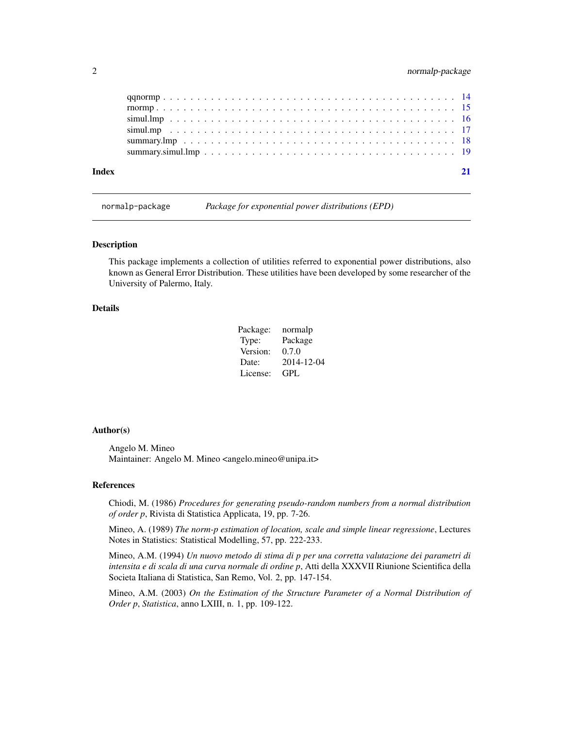| | |
|---|---|
| qqnormp | 14 |
| rnormp | 15 |
| simul.lmp | 16 |
| simul.mp | 17 |
| summary.lmp | 18 |
| summary.simul.lmp | 19 |
| **Index** | **21** |

## normalp-package — *Package for exponential power distributions (EPD)*

### Description

This package implements a collection of utilities referred to exponential power distributions, also known as General Error Distribution. These utilities have been developed by some researcher of the University of Palermo, Italy.

### Details

| | |
|---|---|
| Package: | normalp |
| Type: | Package |
| Version: | 0.7.0 |
| Date: | 2014-12-04 |
| License: | GPL |

### Author(s)

Angelo M. Mineo
Maintainer: Angelo M. Mineo <angelo.mineo@unipa.it>

### References

Chiodi, M. (1986) *Procedures for generating pseudo-random numbers from a normal distribution of order p*, Rivista di Statistica Applicata, 19, pp. 7-26.

Mineo, A. (1989) *The norm-p estimation of location, scale and simple linear regressione*, Lectures Notes in Statistics: Statistical Modelling, 57, pp. 222-233.

Mineo, A.M. (1994) *Un nuovo metodo di stima di p per una corretta valutazione dei parametri di intensita e di scala di una curva normale di ordine p*, Atti della XXXVII Riunione Scientifica della Societa Italiana di Statistica, San Remo, Vol. 2, pp. 147-154.

Mineo, A.M. (2003) *On the Estimation of the Structure Parameter of a Normal Distribution of Order p*, *Statistica*, anno LXIII, n. 1, pp. 109-122.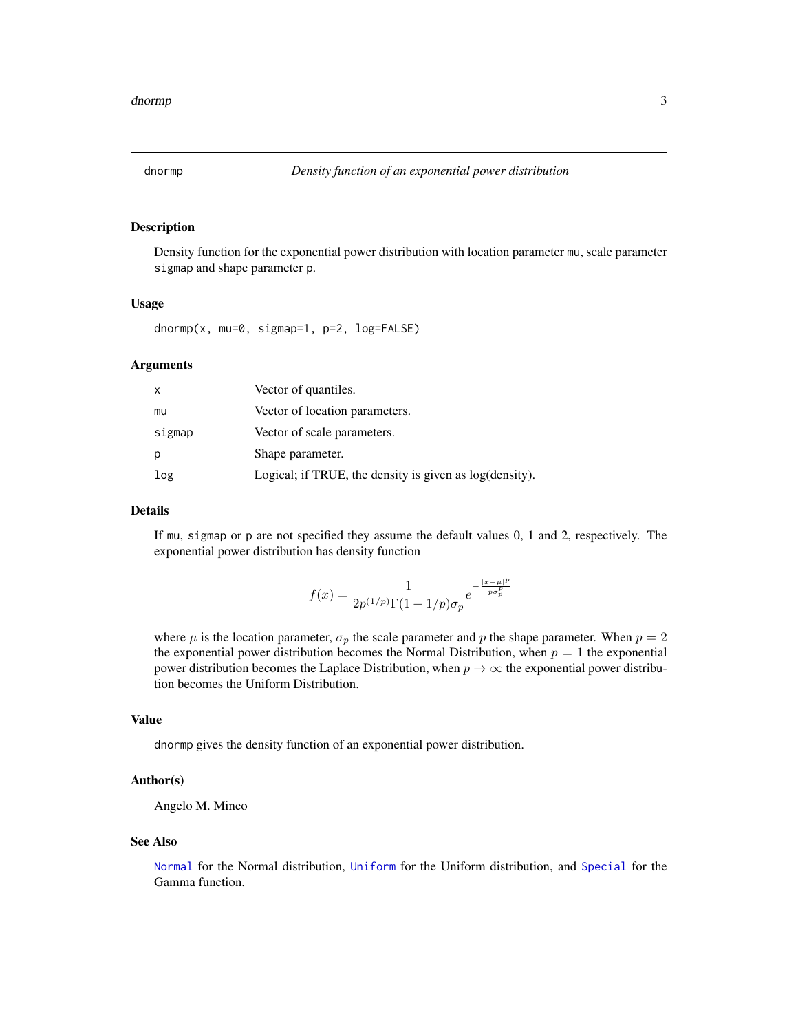## dnormp — *Density function of an exponential power distribution*

### Description

Density function for the exponential power distribution with location parameter `mu`, scale parameter `sigmap` and shape parameter `p`.

### Usage

```
dnormp(x, mu=0, sigmap=1, p=2, log=FALSE)
```

### Arguments

| | |
|---|---|
| `x` | Vector of quantiles. |
| `mu` | Vector of location parameters. |
| `sigmap` | Vector of scale parameters. |
| `p` | Shape parameter. |
| `log` | Logical; if TRUE, the density is given as log(density). |

### Details

If `mu`, `sigmap` or `p` are not specified they assume the default values 0, 1 and 2, respectively. The exponential power distribution has density function

$$f(x) = \frac{1}{2p^{(1/p)}\Gamma(1+1/p)\sigma_p} e^{-\frac{|x-\mu|^p}{p\sigma_p^p}}$$

where $\mu$ is the location parameter, $\sigma_p$ the scale parameter and $p$ the shape parameter. When $p = 2$ the exponential power distribution becomes the Normal Distribution, when $p = 1$ the exponential power distribution becomes the Laplace Distribution, when $p \to \infty$ the exponential power distribution becomes the Uniform Distribution.

### Value

`dnormp` gives the density function of an exponential power distribution.

### Author(s)

Angelo M. Mineo

### See Also

`Normal` for the Normal distribution, `Uniform` for the Uniform distribution, and `Special` for the Gamma function.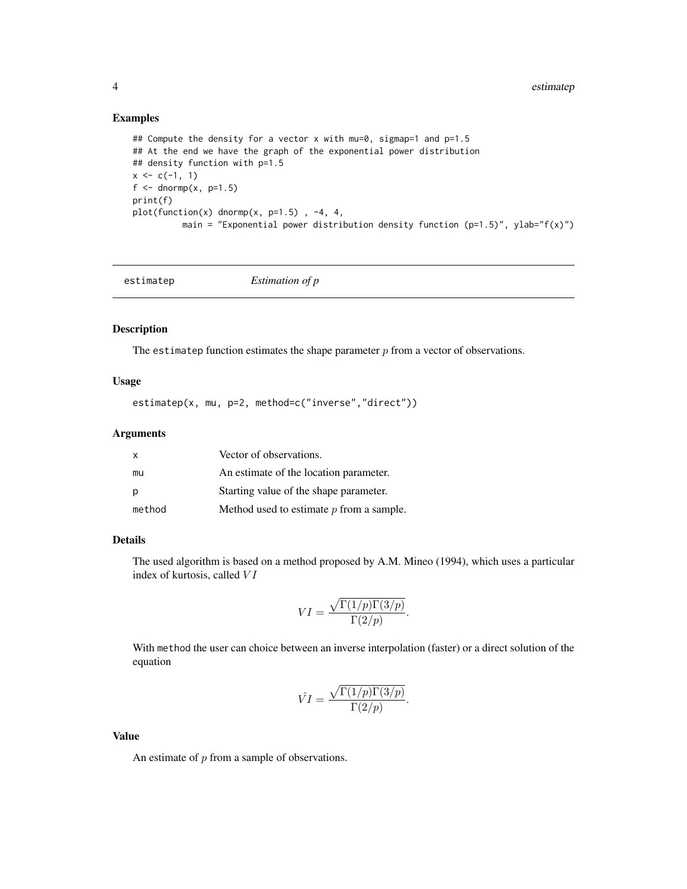### Examples

```
## Compute the density for a vector x with mu=0, sigmap=1 and p=1.5
## At the end we have the graph of the exponential power distribution
## density function with p=1.5
x <- c(-1, 1)
f <- dnormp(x, p=1.5)
print(f)
plot(function(x) dnormp(x, p=1.5) , -4, 4,
         main = "Exponential power distribution density function (p=1.5)", ylab="f(x)")
```

---

## estimatep *Estimation of p*

---

### Description

The estimatep function estimates the shape parameter $p$ from a vector of observations.

### Usage

```
estimatep(x, mu, p=2, method=c("inverse","direct"))
```

### Arguments

| | |
|---|---|
| x | Vector of observations. |
| mu | An estimate of the location parameter. |
| p | Starting value of the shape parameter. |
| method | Method used to estimate $p$ from a sample. |

### Details

The used algorithm is based on a method proposed by A.M. Mineo (1994), which uses a particular index of kurtosis, called $VI$

$$VI = \frac{\sqrt{\Gamma(1/p)\Gamma(3/p)}}{\Gamma(2/p)}.$$

With method the user can choice between an inverse interpolation (faster) or a direct solution of the equation

$$\hat{VI} = \frac{\sqrt{\Gamma(1/p)\Gamma(3/p)}}{\Gamma(2/p)}.$$

### Value

An estimate of $p$ from a sample of observations.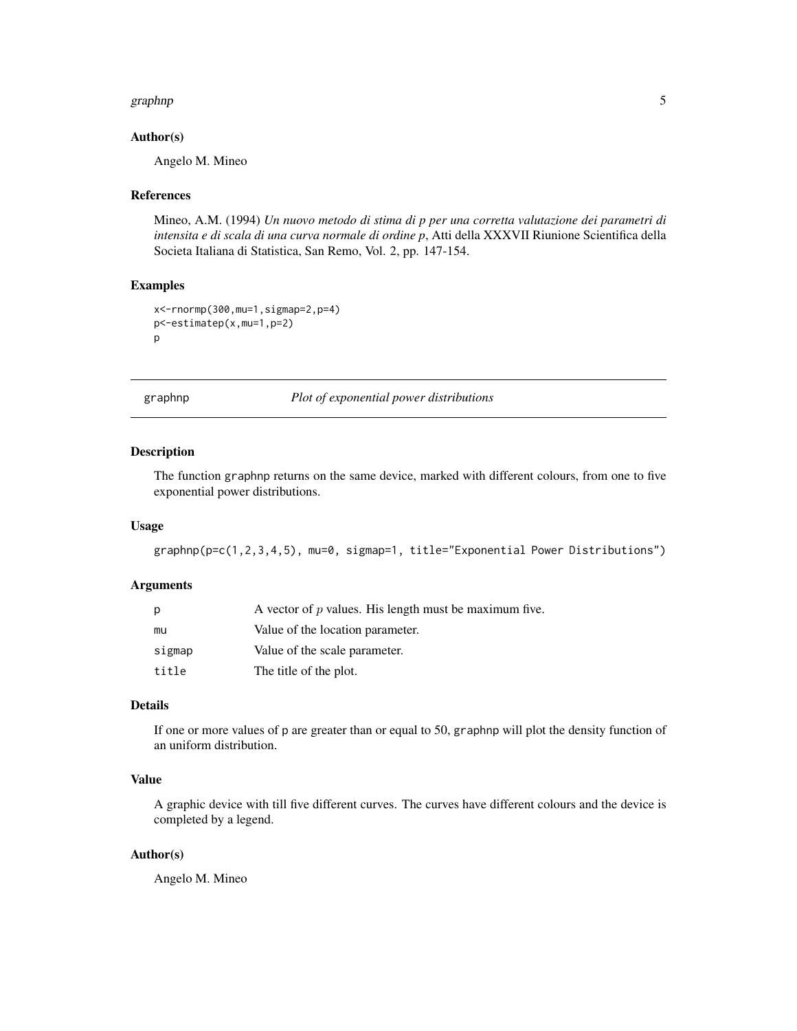### Author(s)

Angelo M. Mineo

### References

Mineo, A.M. (1994) *Un nuovo metodo di stima di p per una corretta valutazione dei parametri di intensita e di scala di una curva normale di ordine p*, Atti della XXXVII Riunione Scientifica della Societa Italiana di Statistica, San Remo, Vol. 2, pp. 147-154.

### Examples

```
x<-rnormp(300,mu=1,sigmap=2,p=4)
p<-estimatep(x,mu=1,p=2)
p
```

---

## graphnp — *Plot of exponential power distributions*

---

### Description

The function graphnp returns on the same device, marked with different colours, from one to five exponential power distributions.

### Usage

```
graphnp(p=c(1,2,3,4,5), mu=0, sigmap=1, title="Exponential Power Distributions")
```

### Arguments

| | |
|---|---|
| p | A vector of $p$ values. His length must be maximum five. |
| mu | Value of the location parameter. |
| sigmap | Value of the scale parameter. |
| title | The title of the plot. |

### Details

If one or more values of p are greater than or equal to 50, graphnp will plot the density function of an uniform distribution.

### Value

A graphic device with till five different curves. The curves have different colours and the device is completed by a legend.

### Author(s)

Angelo M. Mineo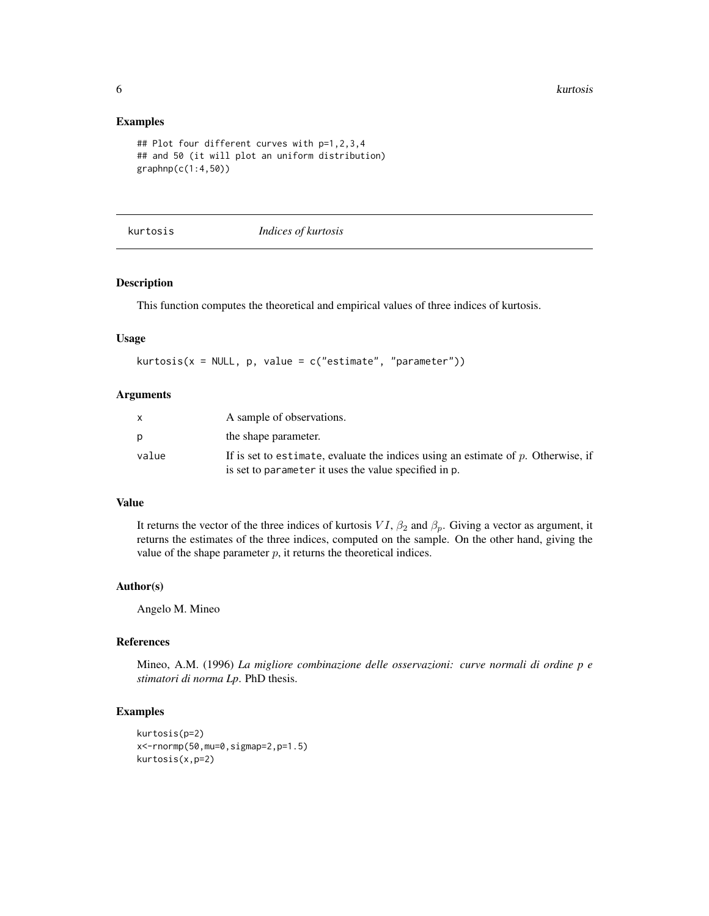## Examples

```
## Plot four different curves with p=1,2,3,4
## and 50 (it will plot an uniform distribution)
graphnp(c(1:4,50))
```

---

# kurtosis *Indices of kurtosis*

---

### Description

This function computes the theoretical and empirical values of three indices of kurtosis.

### Usage

```
kurtosis(x = NULL, p, value = c("estimate", "parameter"))
```

### Arguments

| | |
|---|---|
| x | A sample of observations. |
| p | the shape parameter. |
| value | If is set to `estimate`, evaluate the indices using an estimate of $p$. Otherwise, if is set to `parameter` it uses the value specified in `p`. |

### Value

It returns the vector of the three indices of kurtosis $VI$, $\beta_2$ and $\beta_p$. Giving a vector as argument, it returns the estimates of the three indices, computed on the sample. On the other hand, giving the value of the shape parameter $p$, it returns the theoretical indices.

### Author(s)

Angelo M. Mineo

### References

Mineo, A.M. (1996) *La migliore combinazione delle osservazioni: curve normali di ordine p e stimatori di norma Lp*. PhD thesis.

### Examples

```
kurtosis(p=2)
x<-rnormp(50,mu=0,sigmap=2,p=1.5)
kurtosis(x,p=2)
```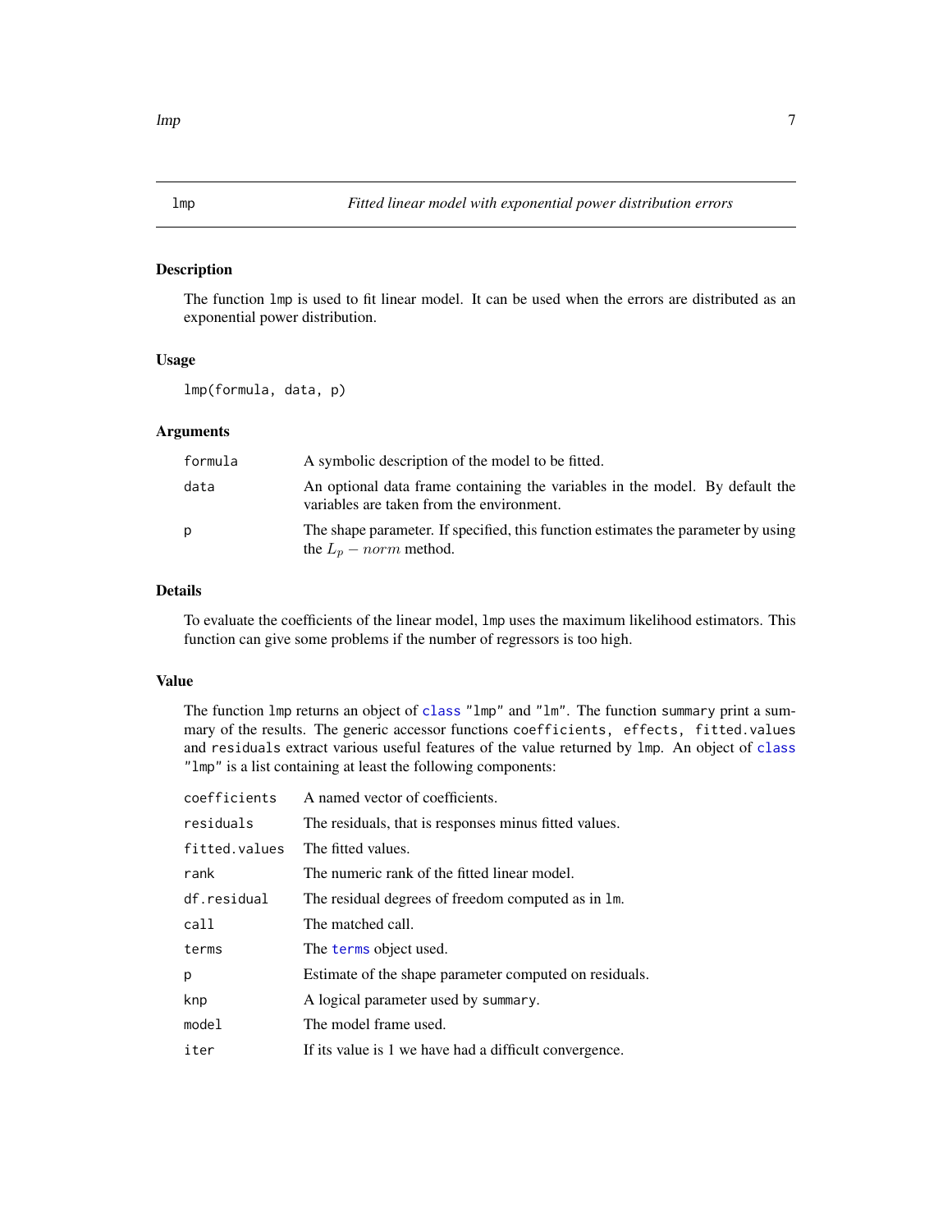## lmp — *Fitted linear model with exponential power distribution errors*

### Description

The function `lmp` is used to fit linear model. It can be used when the errors are distributed as an exponential power distribution.

### Usage

```
lmp(formula, data, p)
```

### Arguments

| | |
|---|---|
| `formula` | A symbolic description of the model to be fitted. |
| `data` | An optional data frame containing the variables in the model. By default the variables are taken from the environment. |
| `p` | The shape parameter. If specified, this function estimates the parameter by using the $L_p - norm$ method. |

### Details

To evaluate the coefficients of the linear model, `lmp` uses the maximum likelihood estimators. This function can give some problems if the number of regressors is too high.

### Value

The function `lmp` returns an object of `class` `"lmp"` and `"lm"`. The function `summary` print a summary of the results. The generic accessor functions `coefficients, effects, fitted.values` and `residuals` extract various useful features of the value returned by `lmp`. An object of `class` `"lmp"` is a list containing at least the following components:

| | |
|---|---|
| `coefficients` | A named vector of coefficients. |
| `residuals` | The residuals, that is responses minus fitted values. |
| `fitted.values` | The fitted values. |
| `rank` | The numeric rank of the fitted linear model. |
| `df.residual` | The residual degrees of freedom computed as in `lm`. |
| `call` | The matched call. |
| `terms` | The `terms` object used. |
| `p` | Estimate of the shape parameter computed on residuals. |
| `knp` | A logical parameter used by `summary`. |
| `model` | The model frame used. |
| `iter` | If its value is 1 we have had a difficult convergence. |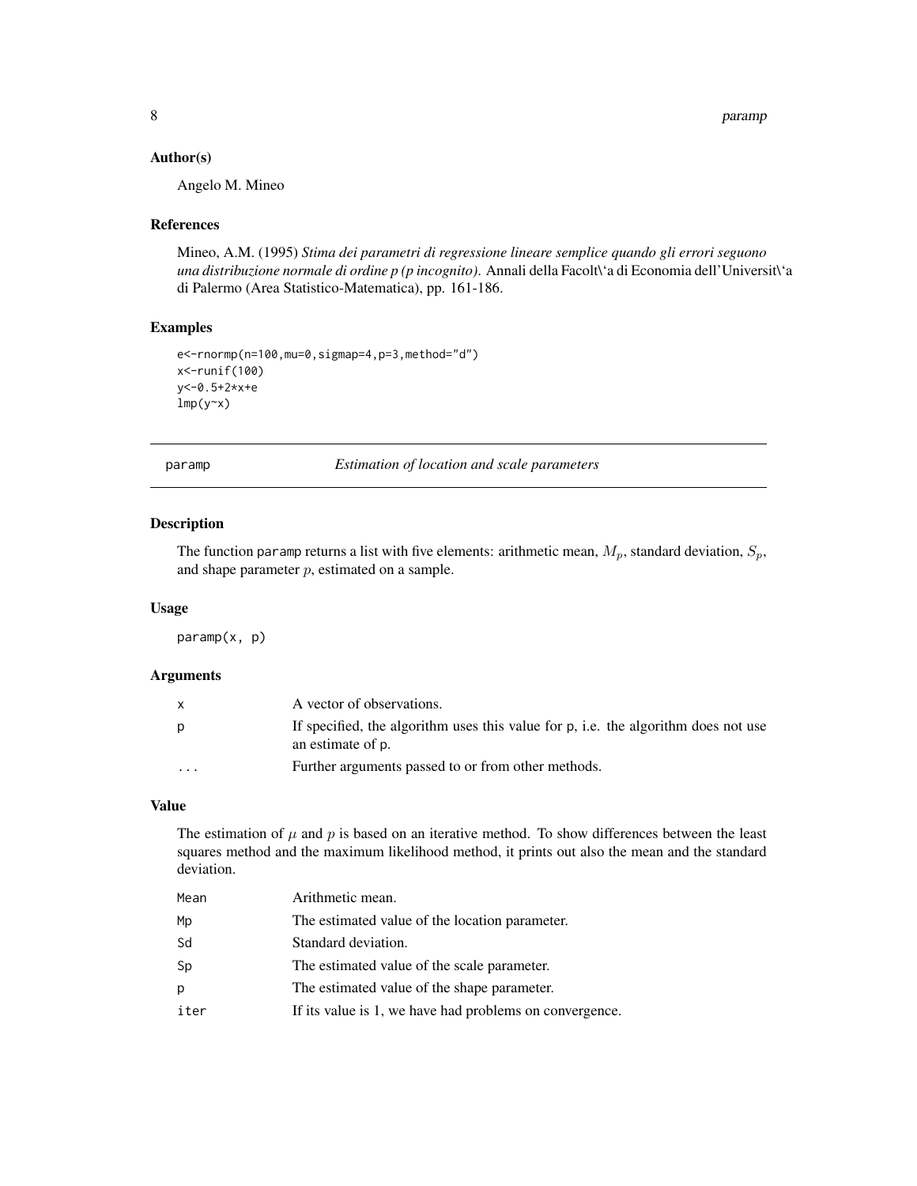## Author(s)

Angelo M. Mineo

## References

Mineo, A.M. (1995) *Stima dei parametri di regressione lineare semplice quando gli errori seguono una distribuzione normale di ordine p (p incognito)*. Annali della Facolt\'a di Economia dell'Universit\'a di Palermo (Area Statistico-Matematica), pp. 161-186.

## Examples

```
e<-rnormp(n=100,mu=0,sigmap=4,p=3,method="d")
x<-runif(100)
y<-0.5+2*x+e
lmp(y~x)
```

---

# paramp — *Estimation of location and scale parameters*

## Description

The function paramp returns a list with five elements: arithmetic mean, $M_p$, standard deviation, $S_p$, and shape parameter $p$, estimated on a sample.

## Usage

```
paramp(x, p)
```

## Arguments

| | |
|---|---|
| x | A vector of observations. |
| p | If specified, the algorithm uses this value for p, i.e. the algorithm does not use an estimate of p. |
| ... | Further arguments passed to or from other methods. |

## Value

The estimation of $\mu$ and $p$ is based on an iterative method. To show differences between the least squares method and the maximum likelihood method, it prints out also the mean and the standard deviation.

| | |
|---|---|
| Mean | Arithmetic mean. |
| Mp | The estimated value of the location parameter. |
| Sd | Standard deviation. |
| Sp | The estimated value of the scale parameter. |
| p | The estimated value of the shape parameter. |
| iter | If its value is 1, we have had problems on convergence. |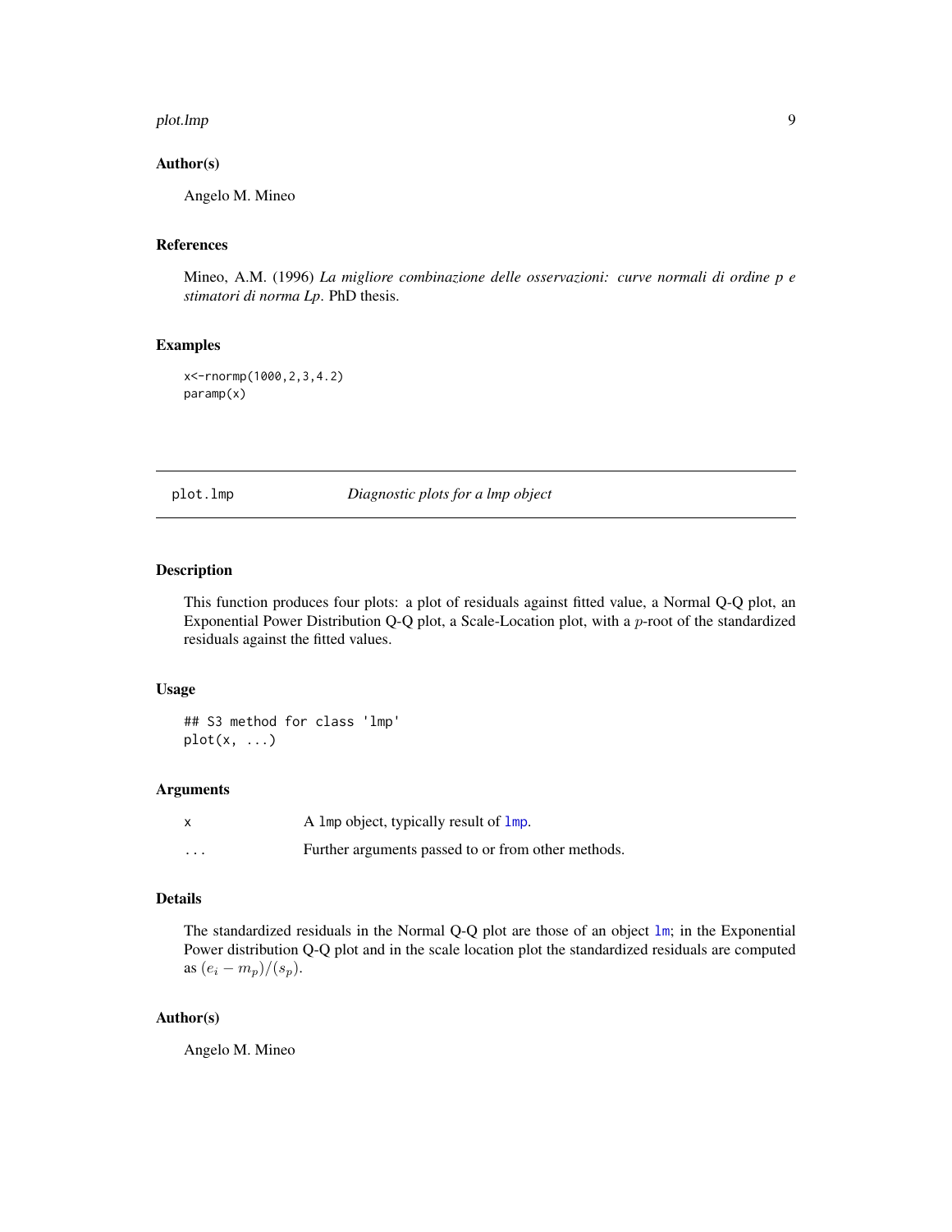### Author(s)

Angelo M. Mineo

### References

Mineo, A.M. (1996) *La migliore combinazione delle osservazioni: curve normali di ordine p e stimatori di norma Lp*. PhD thesis.

### Examples

```
x<-rnormp(1000,2,3,4.2)
paramp(x)
```

---

## plot.lmp — *Diagnostic plots for a lmp object*

---

### Description

This function produces four plots: a plot of residuals against fitted value, a Normal Q-Q plot, an Exponential Power Distribution Q-Q plot, a Scale-Location plot, with a $p$-root of the standardized residuals against the fitted values.

### Usage

```
## S3 method for class 'lmp'
plot(x, ...)
```

### Arguments

| | |
|---|---|
| x | A lmp object, typically result of lmp. |
| ... | Further arguments passed to or from other methods. |

### Details

The standardized residuals in the Normal Q-Q plot are those of an object lm; in the Exponential Power distribution Q-Q plot and in the scale location plot the standardized residuals are computed as $(e_i - m_p)/(s_p)$.

### Author(s)

Angelo M. Mineo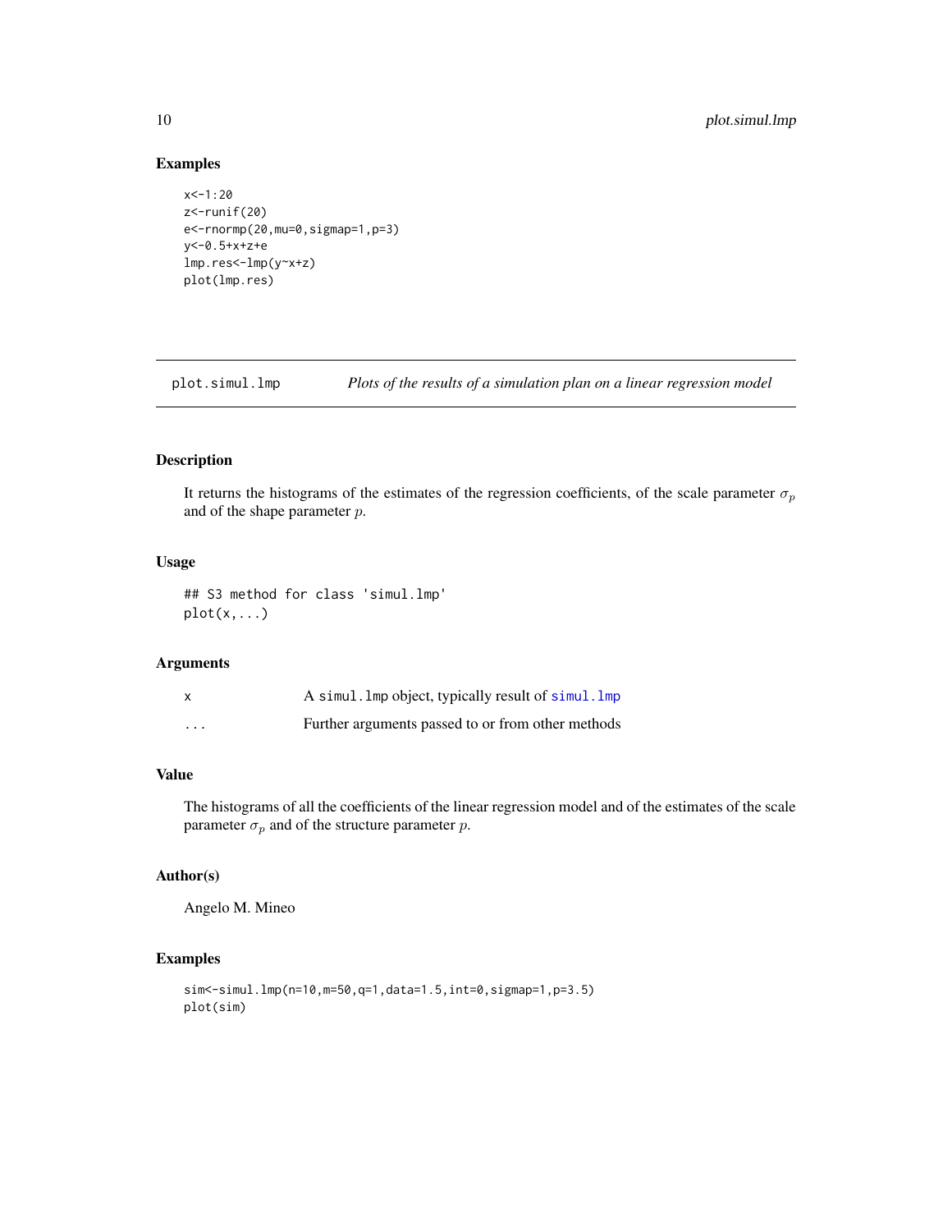### Examples

```
x<-1:20
z<-runif(20)
e<-rnormp(20,mu=0,sigmap=1,p=3)
y<-0.5+x+z+e
lmp.res<-lmp(y~x+z)
plot(lmp.res)
```

---

## plot.simul.lmp — *Plots of the results of a simulation plan on a linear regression model*

---

### Description

It returns the histograms of the estimates of the regression coefficients, of the scale parameter $\sigma_p$ and of the shape parameter $p$.

### Usage

```
## S3 method for class 'simul.lmp'
plot(x,...)
```

### Arguments

| | |
|---|---|
| x | A simul.lmp object, typically result of simul.lmp |
| ... | Further arguments passed to or from other methods |

### Value

The histograms of all the coefficients of the linear regression model and of the estimates of the scale parameter $\sigma_p$ and of the structure parameter $p$.

### Author(s)

Angelo M. Mineo

### Examples

```
sim<-simul.lmp(n=10,m=50,q=1,data=1.5,int=0,sigmap=1,p=3.5)
plot(sim)
```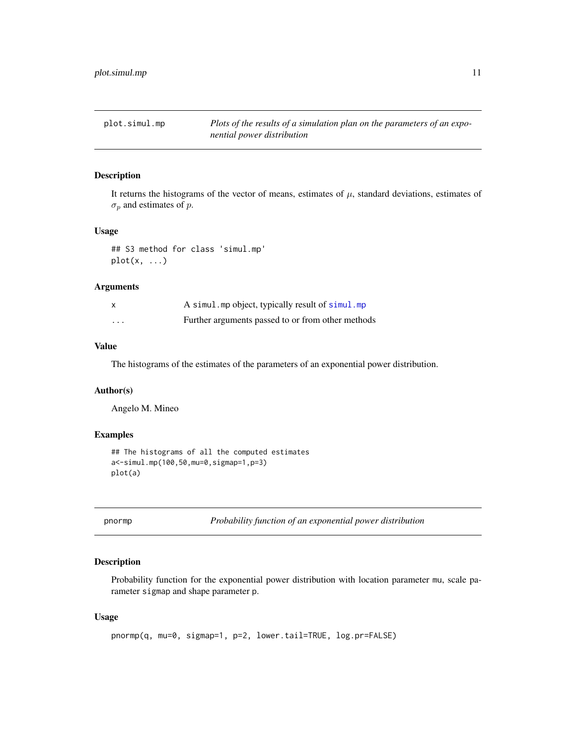## plot.simul.mp — *Plots of the results of a simulation plan on the parameters of an exponential power distribution*

### Description

It returns the histograms of the vector of means, estimates of $\mu$, standard deviations, estimates of $\sigma_p$ and estimates of $p$.

### Usage

```
## S3 method for class 'simul.mp'
plot(x, ...)
```

### Arguments

| | |
|---|---|
| x | A simul.mp object, typically result of simul.mp |
| ... | Further arguments passed to or from other methods |

### Value

The histograms of the estimates of the parameters of an exponential power distribution.

### Author(s)

Angelo M. Mineo

### Examples

```
## The histograms of all the computed estimates
a<-simul.mp(100,50,mu=0,sigmap=1,p=3)
plot(a)
```

## pnormp — *Probability function of an exponential power distribution*

### Description

Probability function for the exponential power distribution with location parameter mu, scale parameter sigmap and shape parameter p.

### Usage

```
pnormp(q, mu=0, sigmap=1, p=2, lower.tail=TRUE, log.pr=FALSE)
```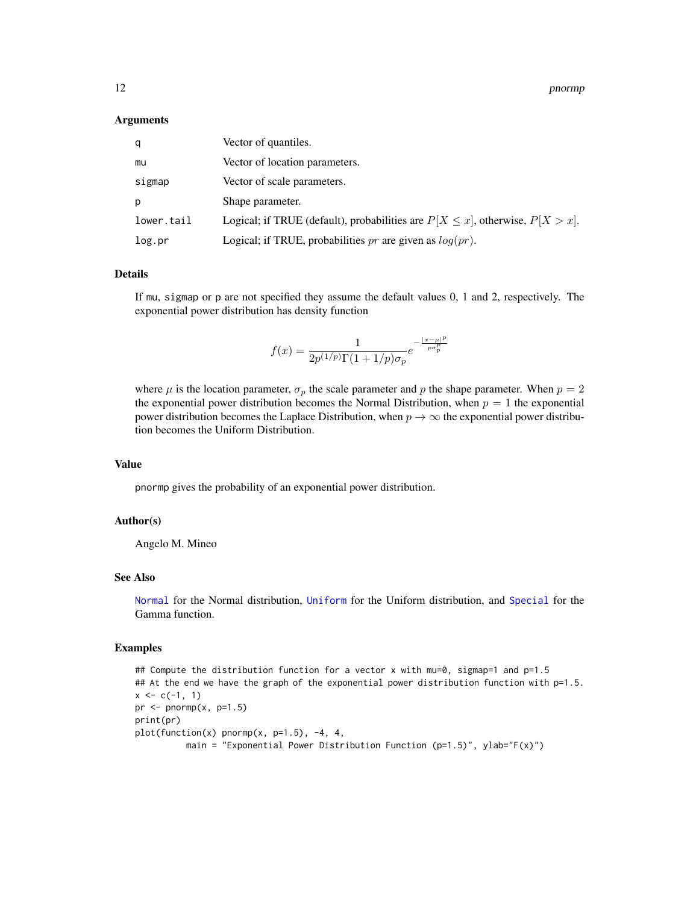### Arguments

| | |
|---|---|
| q | Vector of quantiles. |
| mu | Vector of location parameters. |
| sigmap | Vector of scale parameters. |
| p | Shape parameter. |
| lower.tail | Logical; if TRUE (default), probabilities are $P[X \leq x]$, otherwise, $P[X > x]$. |
| log.pr | Logical; if TRUE, probabilities $pr$ are given as $log(pr)$. |

### Details

If mu, sigmap or p are not specified they assume the default values 0, 1 and 2, respectively. The exponential power distribution has density function

$$f(x) = \frac{1}{2p^{(1/p)}\Gamma(1+1/p)\sigma_p} e^{-\frac{|x-\mu|^p}{p\sigma_p^p}}$$

where $\mu$ is the location parameter, $\sigma_p$ the scale parameter and $p$ the shape parameter. When $p = 2$ the exponential power distribution becomes the Normal Distribution, when $p = 1$ the exponential power distribution becomes the Laplace Distribution, when $p \to \infty$ the exponential power distribution becomes the Uniform Distribution.

### Value

pnormp gives the probability of an exponential power distribution.

### Author(s)

Angelo M. Mineo

### See Also

Normal for the Normal distribution, Uniform for the Uniform distribution, and Special for the Gamma function.

### Examples

```
## Compute the distribution function for a vector x with mu=0, sigmap=1 and p=1.5
## At the end we have the graph of the exponential power distribution function with p=1.5.
x <- c(-1, 1)
pr <- pnormp(x, p=1.5)
print(pr)
plot(function(x) pnormp(x, p=1.5), -4, 4,
        main = "Exponential Power Distribution Function (p=1.5)", ylab="F(x)")
```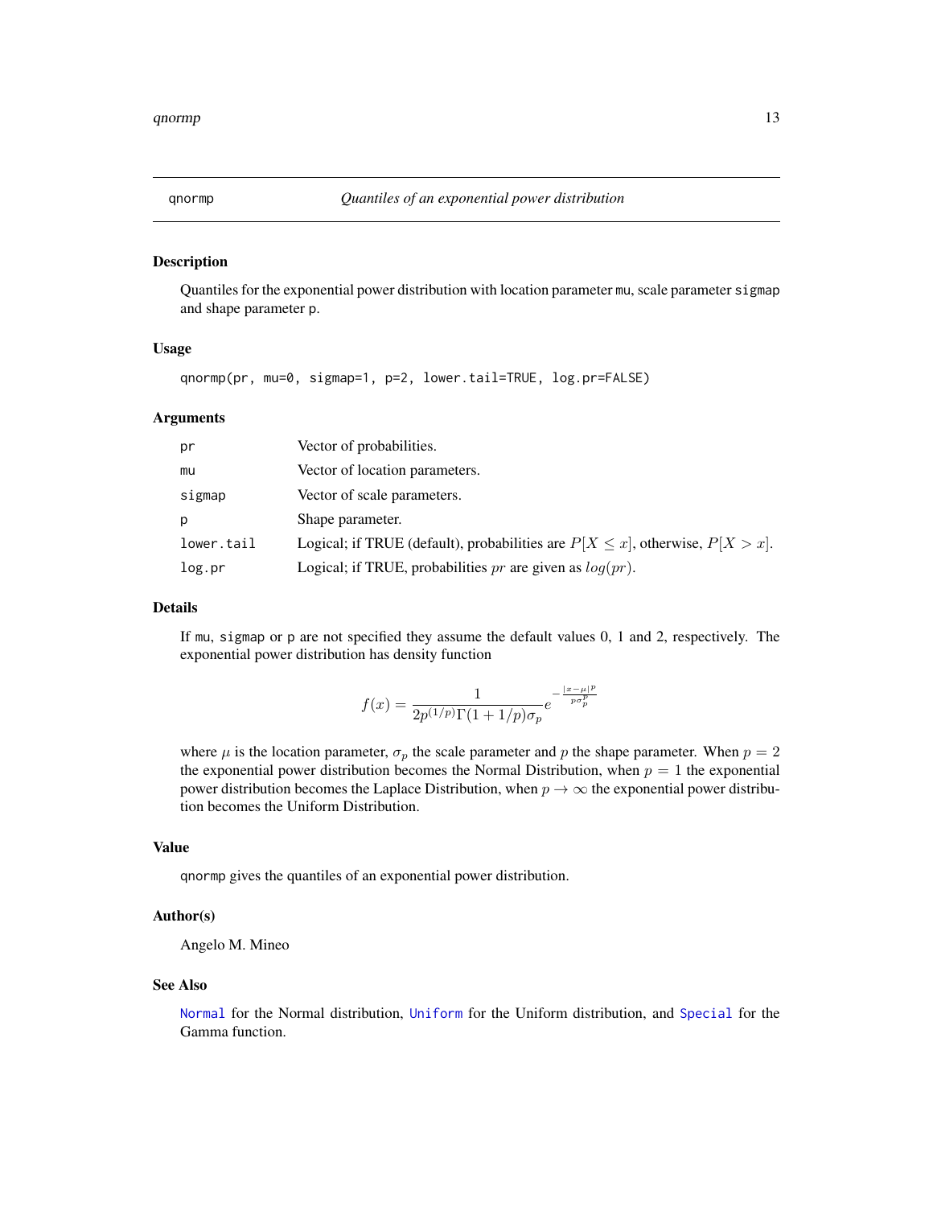## qnormp — *Quantiles of an exponential power distribution*

### Description

Quantiles for the exponential power distribution with location parameter `mu`, scale parameter `sigmap` and shape parameter `p`.

### Usage

```
qnormp(pr, mu=0, sigmap=1, p=2, lower.tail=TRUE, log.pr=FALSE)
```

### Arguments

| | |
|---|---|
| `pr` | Vector of probabilities. |
| `mu` | Vector of location parameters. |
| `sigmap` | Vector of scale parameters. |
| `p` | Shape parameter. |
| `lower.tail` | Logical; if TRUE (default), probabilities are $P[X \leq x]$, otherwise, $P[X > x]$. |
| `log.pr` | Logical; if TRUE, probabilities $pr$ are given as $log(pr)$. |

### Details

If `mu`, `sigmap` or `p` are not specified they assume the default values 0, 1 and 2, respectively. The exponential power distribution has density function

$$f(x) = \frac{1}{2p^{(1/p)}\Gamma(1+1/p)\sigma_p} e^{-\frac{|x-\mu|^p}{p\sigma_p^p}}$$

where $\mu$ is the location parameter, $\sigma_p$ the scale parameter and $p$ the shape parameter. When $p = 2$ the exponential power distribution becomes the Normal Distribution, when $p = 1$ the exponential power distribution becomes the Laplace Distribution, when $p \rightarrow \infty$ the exponential power distribution becomes the Uniform Distribution.

### Value

`qnormp` gives the quantiles of an exponential power distribution.

### Author(s)

Angelo M. Mineo

### See Also

`Normal` for the Normal distribution, `Uniform` for the Uniform distribution, and `Special` for the Gamma function.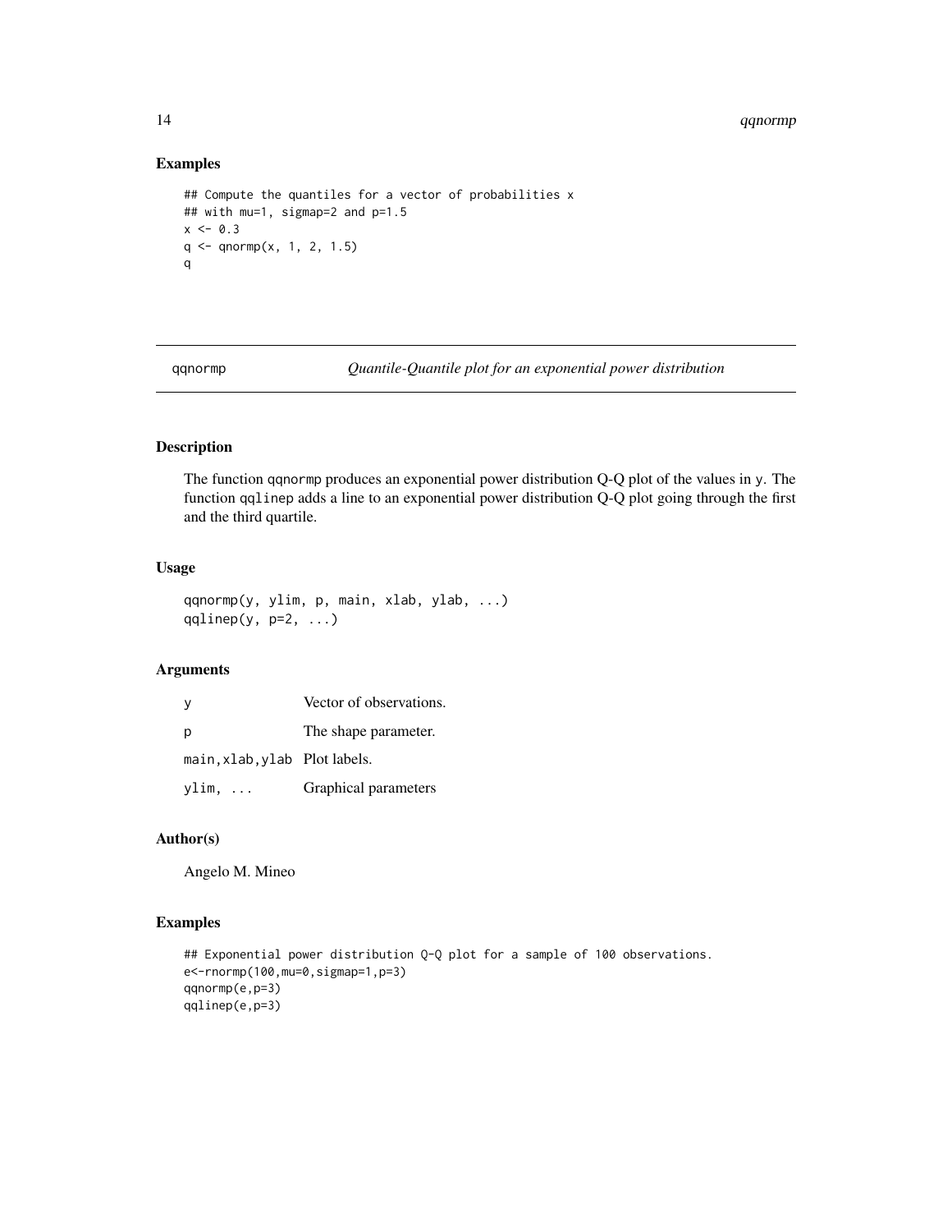## Examples

```
## Compute the quantiles for a vector of probabilities x
## with mu=1, sigmap=2 and p=1.5
x <- 0.3
q <- qnormp(x, 1, 2, 1.5)
q
```

---

# qqnormp — *Quantile-Quantile plot for an exponential power distribution*

---

## Description

The function qqnormp produces an exponential power distribution Q-Q plot of the values in y. The function qqlinep adds a line to an exponential power distribution Q-Q plot going through the first and the third quartile.

## Usage

```
qqnormp(y, ylim, p, main, xlab, ylab, ...)
qqlinep(y, p=2, ...)
```

## Arguments

| | |
|---|---|
| y | Vector of observations. |
| p | The shape parameter. |
| main,xlab,ylab | Plot labels. |
| ylim, ... | Graphical parameters |

## Author(s)

Angelo M. Mineo

## Examples

```
## Exponential power distribution Q-Q plot for a sample of 100 observations.
e<-rnormp(100,mu=0,sigmap=1,p=3)
qqnormp(e,p=3)
qqlinep(e,p=3)
```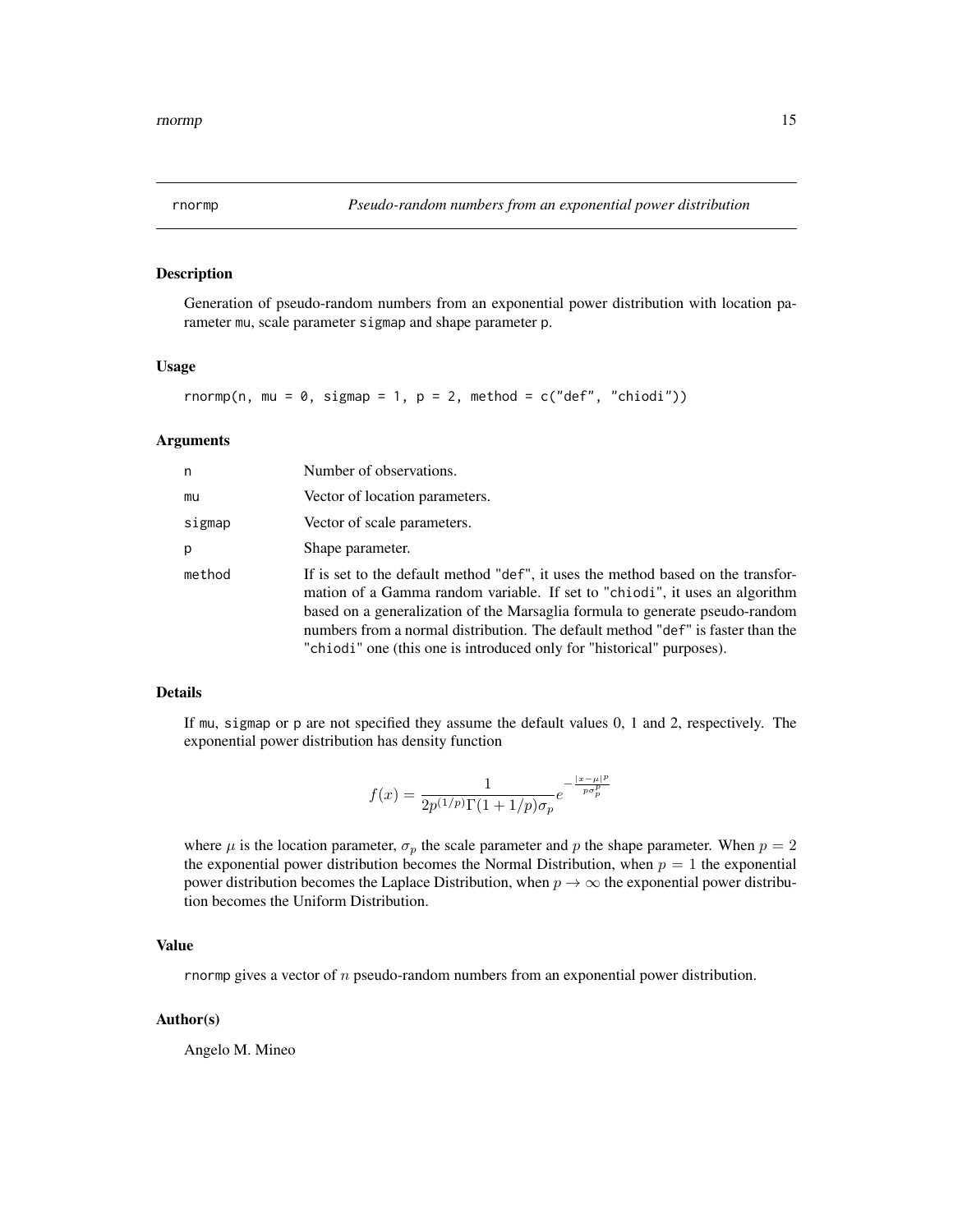## rnormp — *Pseudo-random numbers from an exponential power distribution*

### Description

Generation of pseudo-random numbers from an exponential power distribution with location parameter mu, scale parameter sigmap and shape parameter p.

### Usage

```
rnormp(n, mu = 0, sigmap = 1, p = 2, method = c("def", "chiodi"))
```

### Arguments

| | |
|---|---|
| n | Number of observations. |
| mu | Vector of location parameters. |
| sigmap | Vector of scale parameters. |
| p | Shape parameter. |
| method | If is set to the default method "def", it uses the method based on the transformation of a Gamma random variable. If set to "chiodi", it uses an algorithm based on a generalization of the Marsaglia formula to generate pseudo-random numbers from a normal distribution. The default method "def" is faster than the "chiodi" one (this one is introduced only for "historical" purposes). |

### Details

If mu, sigmap or p are not specified they assume the default values 0, 1 and 2, respectively. The exponential power distribution has density function

$$f(x) = \frac{1}{2p^{(1/p)}\Gamma(1+1/p)\sigma_p} e^{-\frac{|x-\mu|^p}{p\sigma_p^p}}$$

where $\mu$ is the location parameter, $\sigma_p$ the scale parameter and $p$ the shape parameter. When $p = 2$ the exponential power distribution becomes the Normal Distribution, when $p = 1$ the exponential power distribution becomes the Laplace Distribution, when $p \to \infty$ the exponential power distribution becomes the Uniform Distribution.

### Value

rnormp gives a vector of $n$ pseudo-random numbers from an exponential power distribution.

### Author(s)

Angelo M. Mineo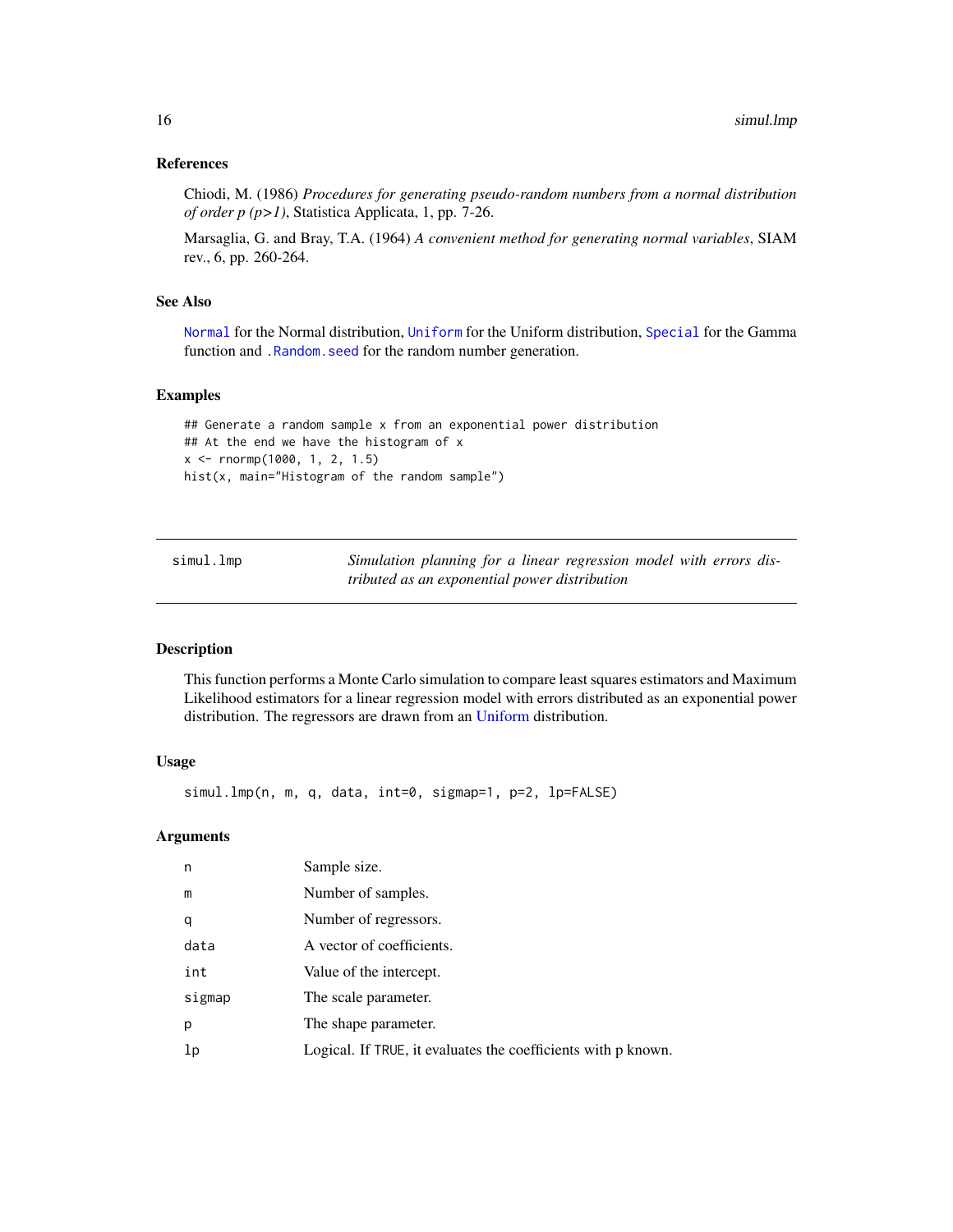### References

Chiodi, M. (1986) *Procedures for generating pseudo-random numbers from a normal distribution of order p (p>1)*, Statistica Applicata, 1, pp. 7-26.

Marsaglia, G. and Bray, T.A. (1964) *A convenient method for generating normal variables*, SIAM rev., 6, pp. 260-264.

### See Also

`Normal` for the Normal distribution, `Uniform` for the Uniform distribution, `Special` for the Gamma function and `.Random.seed` for the random number generation.

### Examples

```
## Generate a random sample x from an exponential power distribution
## At the end we have the histogram of x
x <- rnormp(1000, 1, 2, 1.5)
hist(x, main="Histogram of the random sample")
```

---

## simul.lmp — *Simulation planning for a linear regression model with errors distributed as an exponential power distribution*

---

### Description

This function performs a Monte Carlo simulation to compare least squares estimators and Maximum Likelihood estimators for a linear regression model with errors distributed as an exponential power distribution. The regressors are drawn from an Uniform distribution.

### Usage

```
simul.lmp(n, m, q, data, int=0, sigmap=1, p=2, lp=FALSE)
```

### Arguments

| | |
|---|---|
| `n` | Sample size. |
| `m` | Number of samples. |
| `q` | Number of regressors. |
| `data` | A vector of coefficients. |
| `int` | Value of the intercept. |
| `sigmap` | The scale parameter. |
| `p` | The shape parameter. |
| `lp` | Logical. If `TRUE`, it evaluates the coefficients with p known. |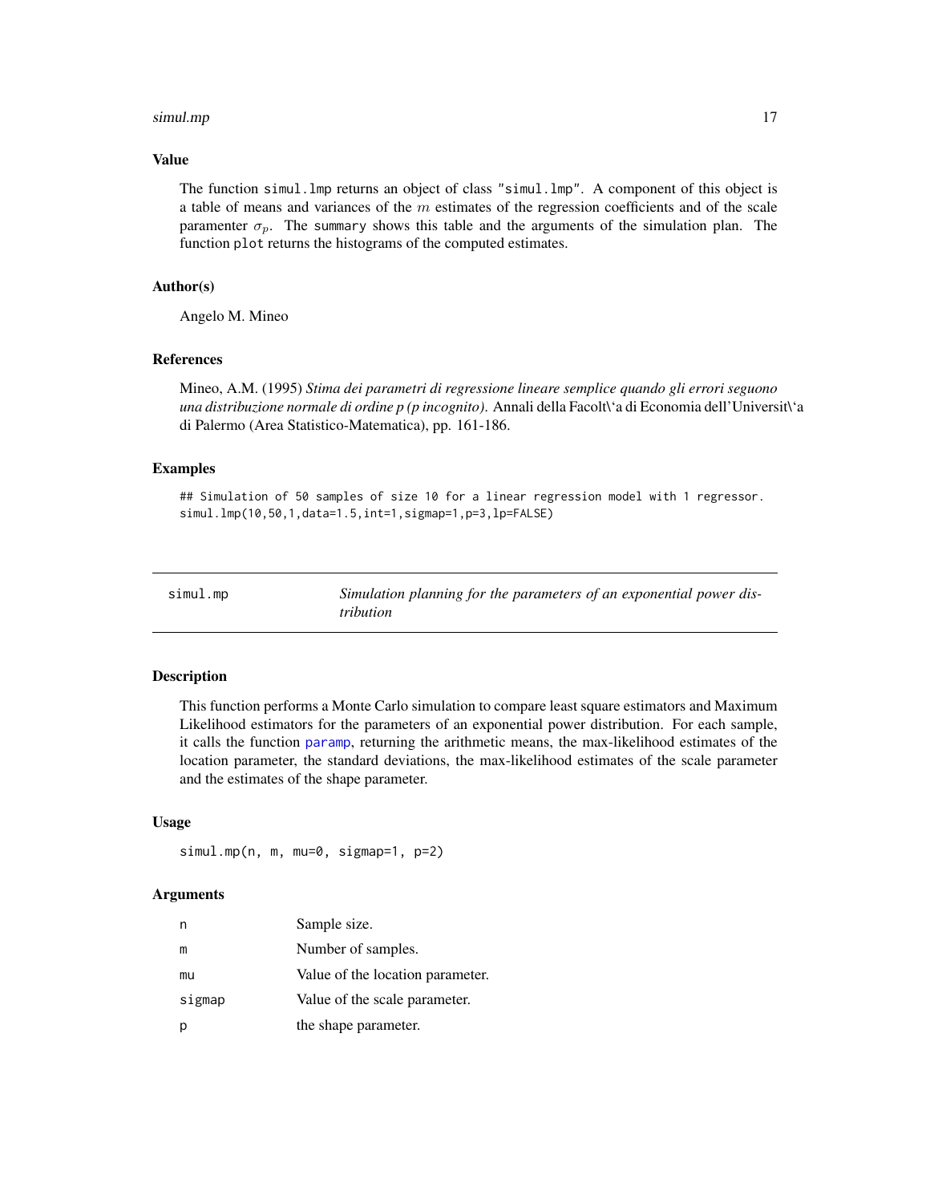## Value

The function simul.lmp returns an object of class "simul.lmp". A component of this object is a table of means and variances of the $m$ estimates of the regression coefficients and of the scale paramenter $\sigma_p$. The summary shows this table and the arguments of the simulation plan. The function plot returns the histograms of the computed estimates.

## Author(s)

Angelo M. Mineo

## References

Mineo, A.M. (1995) *Stima dei parametri di regressione lineare semplice quando gli errori seguono una distribuzione normale di ordine p (p incognito).* Annali della Facolt\'a di Economia dell'Universit\'a di Palermo (Area Statistico-Matematica), pp. 161-186.

## Examples

```
## Simulation of 50 samples of size 10 for a linear regression model with 1 regressor.
simul.lmp(10,50,1,data=1.5,int=1,sigmap=1,p=3,lp=FALSE)
```

---

# simul.mp — *Simulation planning for the parameters of an exponential power distribution*

## Description

This function performs a Monte Carlo simulation to compare least square estimators and Maximum Likelihood estimators for the parameters of an exponential power distribution. For each sample, it calls the function paramp, returning the arithmetic means, the max-likelihood estimates of the location parameter, the standard deviations, the max-likelihood estimates of the scale parameter and the estimates of the shape parameter.

## Usage

```
simul.mp(n, m, mu=0, sigmap=1, p=2)
```

## Arguments

| | |
|---|---|
| n | Sample size. |
| m | Number of samples. |
| mu | Value of the location parameter. |
| sigmap | Value of the scale parameter. |
| p | the shape parameter. |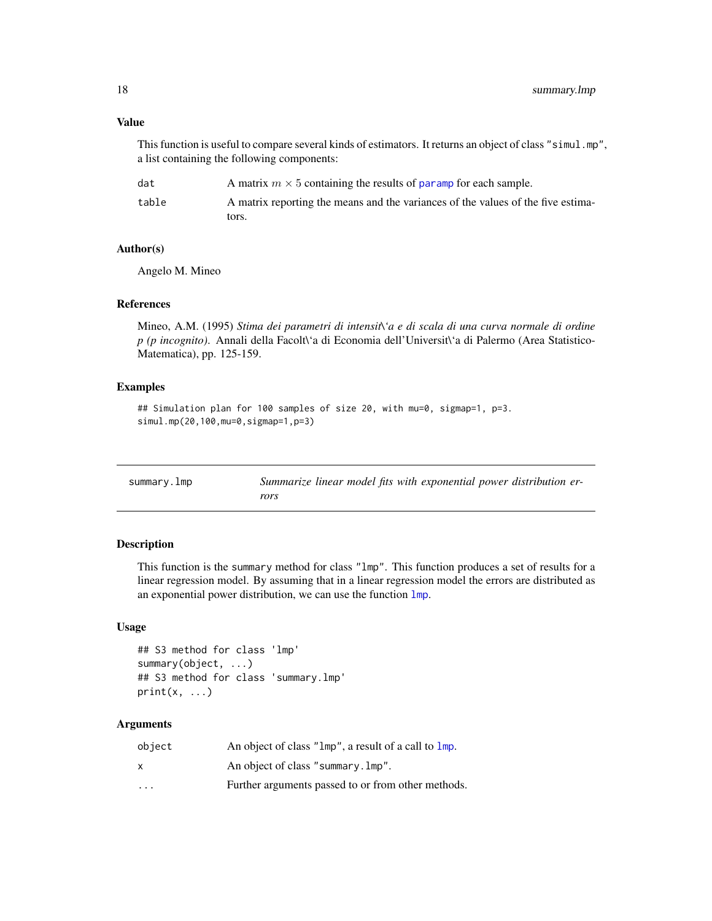### Value

This function is useful to compare several kinds of estimators. It returns an object of class "simul.mp", a list containing the following components:

| | |
|---|---|
| dat | A matrix $m \times 5$ containing the results of paramp for each sample. |
| table | A matrix reporting the means and the variances of the values of the five estimators. |

### Author(s)

Angelo M. Mineo

### References

Mineo, A.M. (1995) *Stima dei parametri di intensit\'a e di scala di una curva normale di ordine p (p incognito).* Annali della Facolt\'a di Economia dell'Universit\'a di Palermo (Area Statistico-Matematica), pp. 125-159.

### Examples

```
## Simulation plan for 100 samples of size 20, with mu=0, sigmap=1, p=3.
simul.mp(20,100,mu=0,sigmap=1,p=3)
```

---

## summary.lmp — *Summarize linear model fits with exponential power distribution errors*

---

### Description

This function is the summary method for class "lmp". This function produces a set of results for a linear regression model. By assuming that in a linear regression model the errors are distributed as an exponential power distribution, we can use the function lmp.

### Usage

```
## S3 method for class 'lmp'
summary(object, ...)
## S3 method for class 'summary.lmp'
print(x, ...)
```

### Arguments

| | |
|---|---|
| object | An object of class "lmp", a result of a call to lmp. |
| x | An object of class "summary.lmp". |
| ... | Further arguments passed to or from other methods. |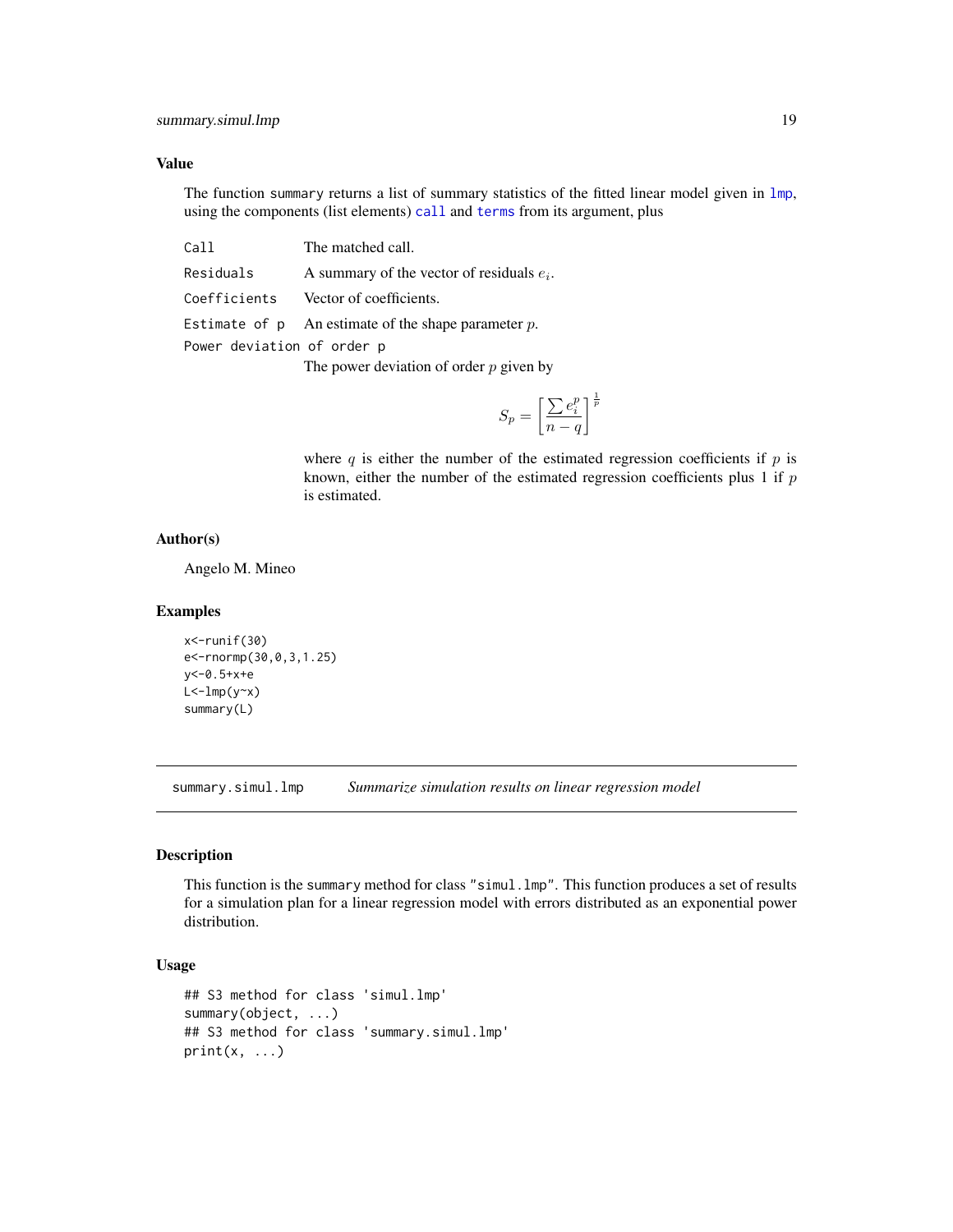### Value

The function `summary` returns a list of summary statistics of the fitted linear model given in `lmp`, using the components (list elements) `call` and `terms` from its argument, plus

- `Call` The matched call.
- `Residuals` A summary of the vector of residuals $e_i$.
- `Coefficients` Vector of coefficients.
- `Estimate of p` An estimate of the shape parameter $p$.
- `Power deviation of order p`

  The power deviation of order $p$ given by

  $$S_p = \left[\frac{\sum e_i^p}{n-q}\right]^{\frac{1}{p}}$$

  where $q$ is either the number of the estimated regression coefficients if $p$ is known, either the number of the estimated regression coefficients plus 1 if $p$ is estimated.

### Author(s)

Angelo M. Mineo

### Examples

```
x<-runif(30)
e<-rnormp(30,0,3,1.25)
y<-0.5+x+e
L<-lmp(y~x)
summary(L)
```

---

## summary.simul.lmp *Summarize simulation results on linear regression model*

### Description

This function is the `summary` method for class `"simul.lmp"`. This function produces a set of results for a simulation plan for a linear regression model with errors distributed as an exponential power distribution.

### Usage

```
## S3 method for class 'simul.lmp'
summary(object, ...)
## S3 method for class 'summary.simul.lmp'
print(x, ...)
```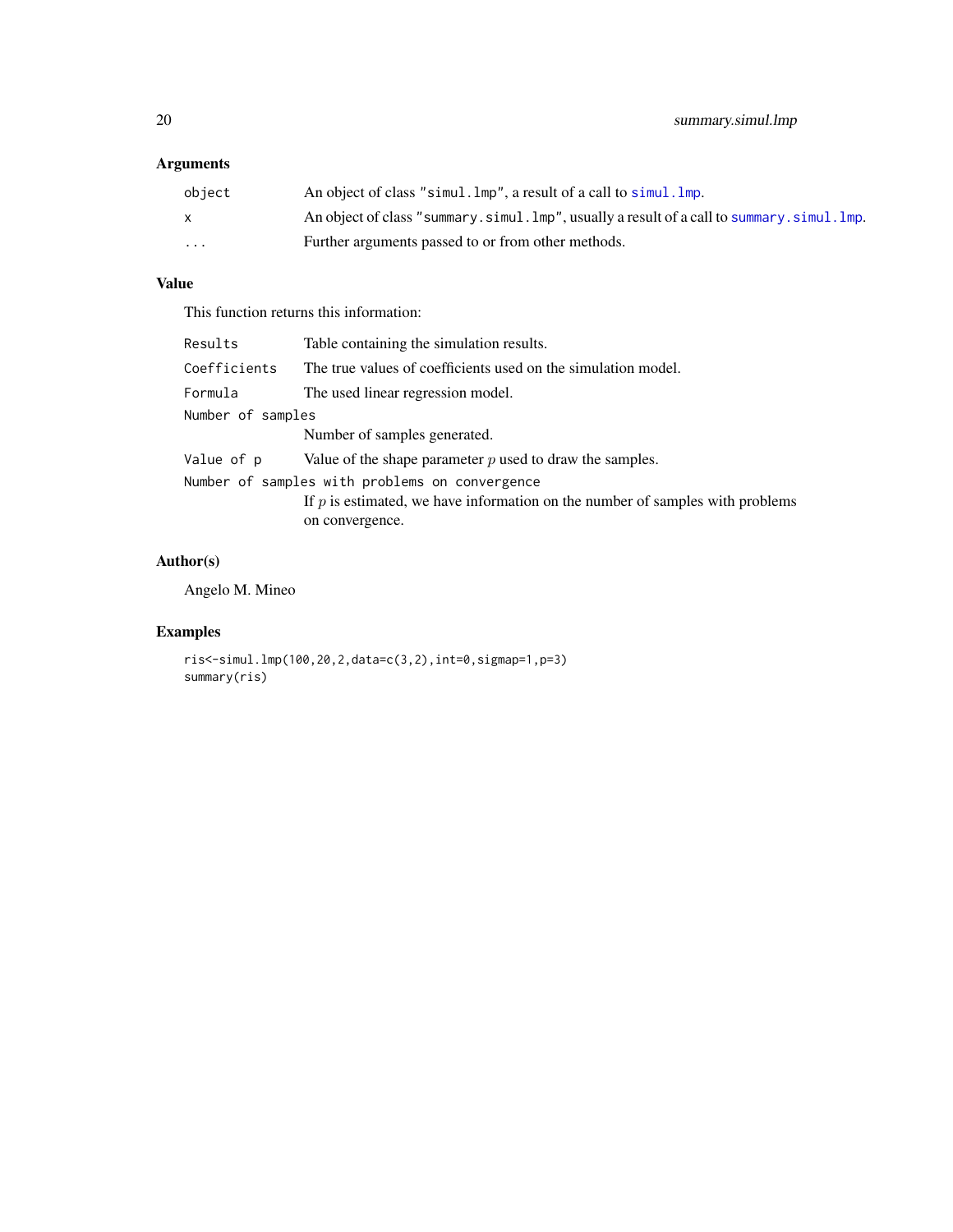## Arguments

| | |
|---|---|
| `object` | An object of class `"simul.lmp"`, a result of a call to `simul.lmp`. |
| `x` | An object of class `"summary.simul.lmp"`, usually a result of a call to `summary.simul.lmp`. |
| `...` | Further arguments passed to or from other methods. |

## Value

This function returns this information:

| | |
|---|---|
| `Results` | Table containing the simulation results. |
| `Coefficients` | The true values of coefficients used on the simulation model. |
| `Formula` | The used linear regression model. |
| `Number of samples` | Number of samples generated. |
| `Value of p` | Value of the shape parameter $p$ used to draw the samples. |
| `Number of samples with problems on convergence` | If $p$ is estimated, we have information on the number of samples with problems on convergence. |

## Author(s)

Angelo M. Mineo

## Examples

```
ris<-simul.lmp(100,20,2,data=c(3,2),int=0,sigmap=1,p=3)
summary(ris)
```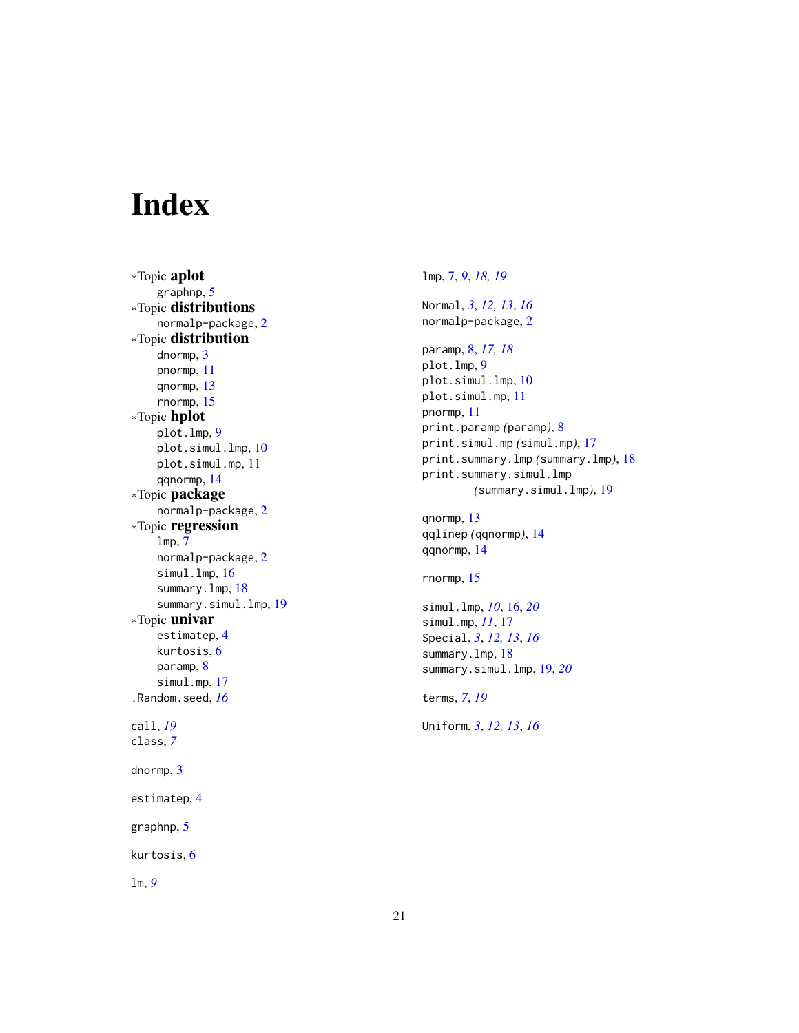# Index

∗Topic **aplot**
  graphnp, 5
∗Topic **distributions**
  normalp-package, 2
∗Topic **distribution**
  dnormp, 3
  pnormp, 11
  qnormp, 13
  rnormp, 15
∗Topic **hplot**
  plot.lmp, 9
  plot.simul.lmp, 10
  plot.simul.mp, 11
  qqnormp, 14
∗Topic **package**
  normalp-package, 2
∗Topic **regression**
  lmp, 7
  normalp-package, 2
  simul.lmp, 16
  summary.lmp, 18
  summary.simul.lmp, 19
∗Topic **univar**
  estimatep, 4
  kurtosis, 6
  paramp, 8
  simul.mp, 17
.Random.seed, *16*

call, *19*
class, *7*

dnormp, 3

estimatep, 4

graphnp, 5

kurtosis, 6

lm, *9*
lmp, 7, *9*, *18, 19*

Normal, *3*, *12, 13*, *16*
normalp-package, 2

paramp, 8, *17, 18*
plot.lmp, 9
plot.simul.lmp, 10
plot.simul.mp, 11
pnormp, 11
print.paramp *(*paramp*)*, 8
print.simul.mp *(*simul.mp*)*, 17
print.summary.lmp *(*summary.lmp*)*, 18
print.summary.simul.lmp
  *(*summary.simul.lmp*)*, 19

qnormp, 13
qqlinep *(*qqnormp*)*, 14
qqnormp, 14

rnormp, 15

simul.lmp, *10*, 16, *20*
simul.mp, *11*, 17
Special, *3*, *12, 13*, *16*
summary.lmp, 18
summary.simul.lmp, 19, *20*

terms, *7*, *19*

Uniform, *3*, *12, 13*, *16*